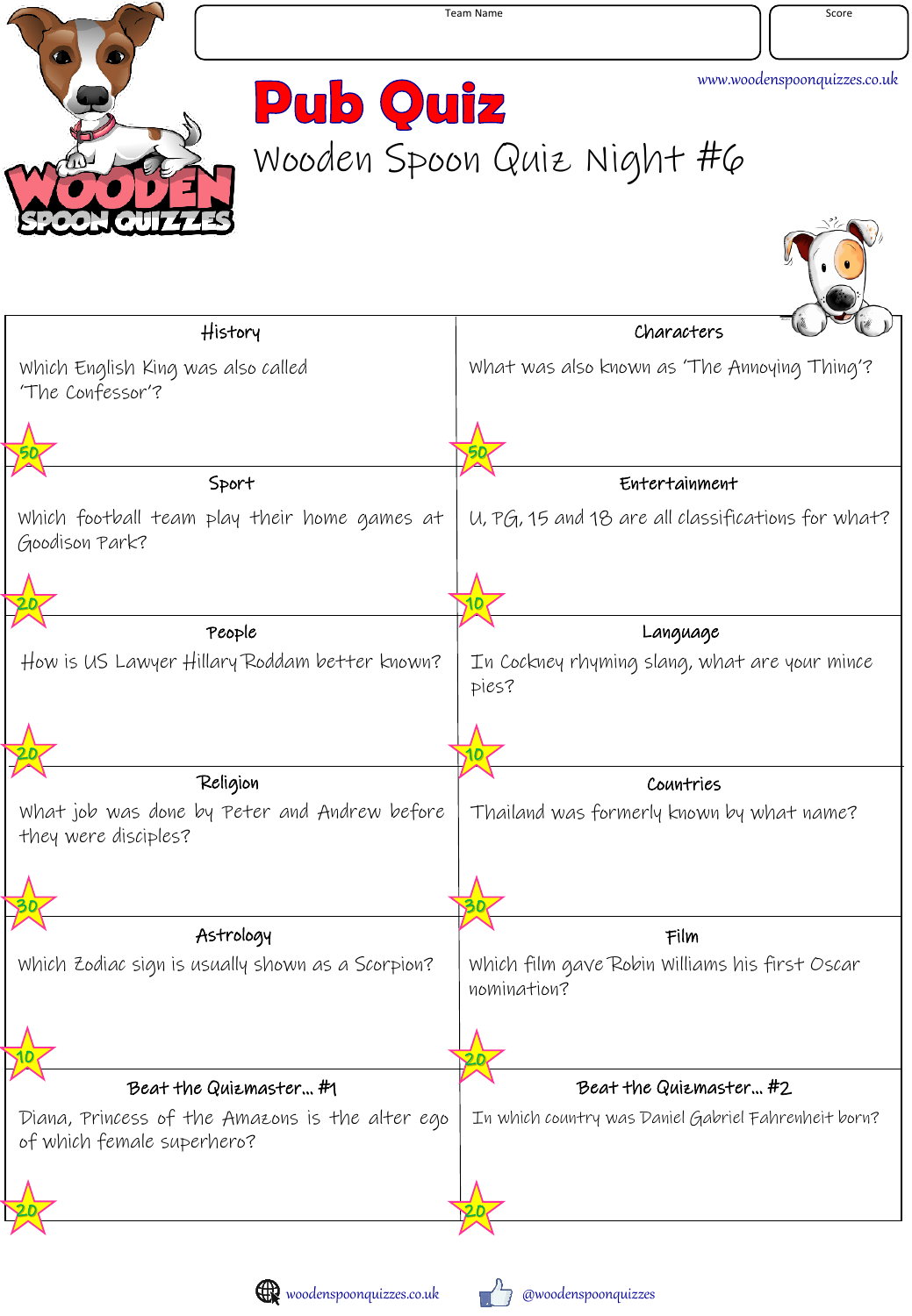Team Name | Score

www.woodenspoonquizzes.co.uk

# Pub Quiz

## Wooden Spoon Quiz Night #6

### History

Which English King was also called 'The Confessor'?

50

### Characters

What was also known as 'The Annoying Thing'?

50

### Sport

Which football team play their home games at Goodison Park?

20

### Entertainment

U, PG, 15 and 18 are all classifications for what?

10

### People

How is US Lawyer Hillary Rodham better known?

20

### Language

In Cockney rhyming slang, what are your mince pies?

10

### Religion

What job was done by Peter and Andrew before they were disciples?

30

### Countries

Thailand was formerly known by what name?

30

### Astrology

Which Zodiac sign is usually shown as a Scorpion?

10

### Film

Which film gave Robin Williams his first Oscar nomination?

20

### Beat the Quizmaster… #1

Diana, Princess of the Amazons is the alter ego of which female superhero?

20

### Beat the Quizmaster… #2

In which country was Daniel Gabriel Fahrenheit born?

20

woodenspoonquizzes.co.uk @woodenspoonquizzes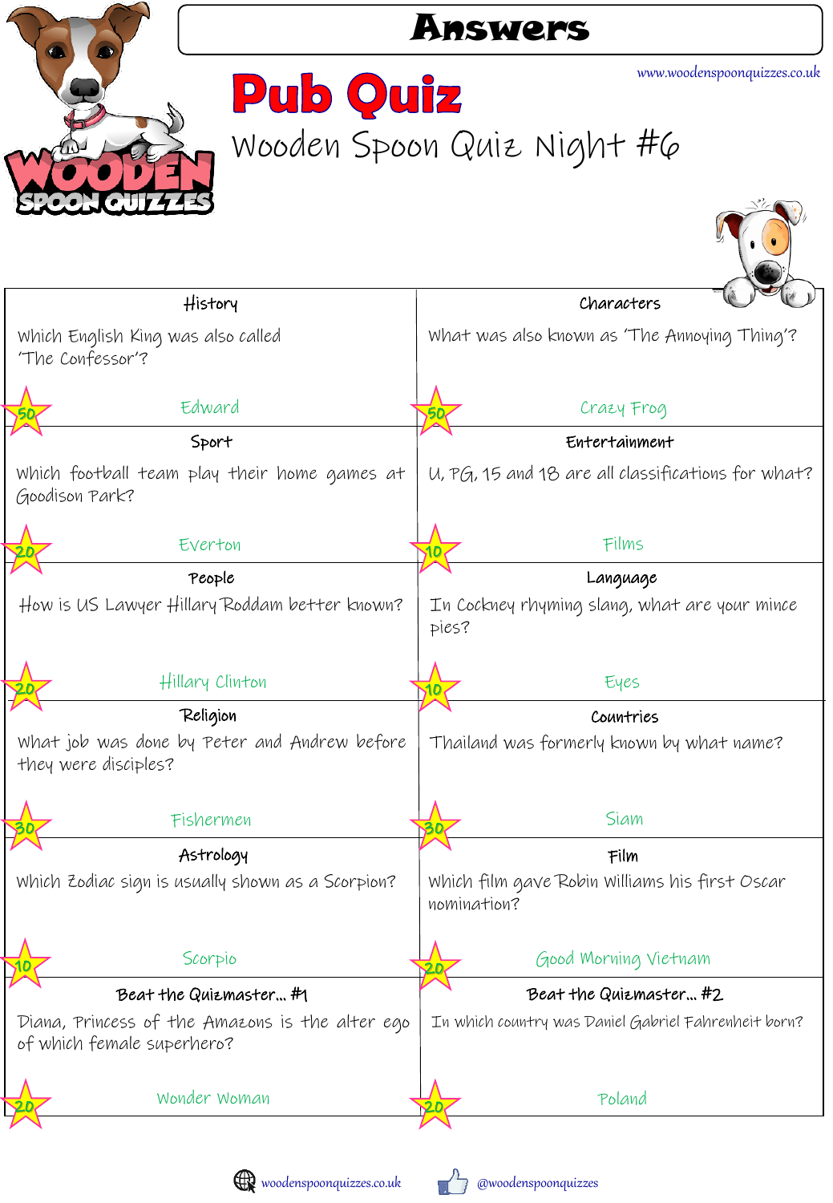# Answers

## Pub Quiz

Wooden Spoon Quiz Night #6

www.woodenspoonquizzes.co.uk

### History

Which English King was also called 'The Confessor'?

50 — Edward

### Characters

What was also known as 'The Annoying Thing'?

50 — Crazy Frog

### Sport

Which football team play their home games at Goodison Park?

20 — Everton

### Entertainment

U, PG, 15 and 18 are all classifications for what?

10 — Films

### People

How is US Lawyer Hillary Rodham better known?

20 — Hillary Clinton

### Language

In Cockney rhyming slang, what are your mince pies?

10 — Eyes

### Religion

What job was done by Peter and Andrew before they were disciples?

30 — Fishermen

### Countries

Thailand was formerly known by what name?

30 — Siam

### Astrology

Which Zodiac sign is usually shown as a Scorpion?

10 — Scorpio

### Film

Which film gave Robin Williams his first Oscar nomination?

20 — Good Morning Vietnam

### Beat the Quizmaster... #1

Diana, Princess of the Amazons is the alter ego of which female superhero?

20 — Wonder Woman

### Beat the Quizmaster... #2

In which country was Daniel Gabriel Fahrenheit born?

20 — Poland

woodenspoonquizzes.co.uk

@woodenspoonquizzes